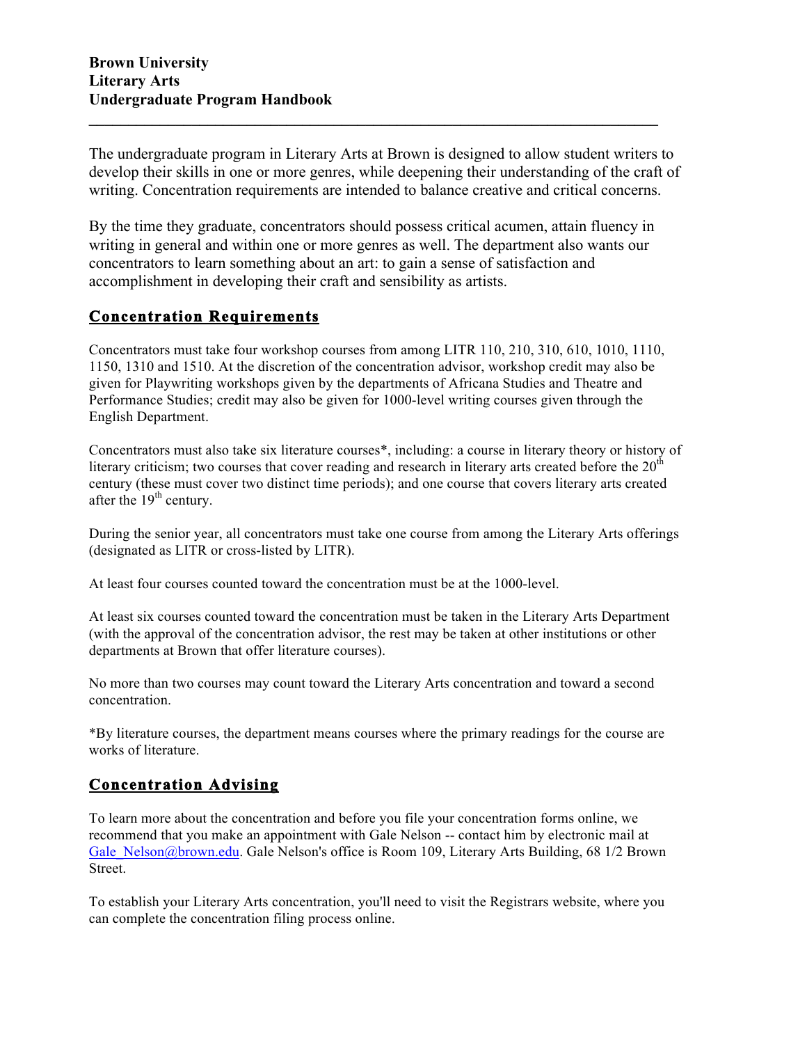**Brown University**
**Literary Arts**
**Undergraduate Program Handbook**

---

The undergraduate program in Literary Arts at Brown is designed to allow student writers to develop their skills in one or more genres, while deepening their understanding of the craft of writing. Concentration requirements are intended to balance creative and critical concerns.

By the time they graduate, concentrators should possess critical acumen, attain fluency in writing in general and within one or more genres as well. The department also wants our concentrators to learn something about an art: to gain a sense of satisfaction and accomplishment in developing their craft and sensibility as artists.

## Concentration Requirements

Concentrators must take four workshop courses from among LITR 110, 210, 310, 610, 1010, 1110, 1150, 1310 and 1510. At the discretion of the concentration advisor, workshop credit may also be given for Playwriting workshops given by the departments of Africana Studies and Theatre and Performance Studies; credit may also be given for 1000-level writing courses given through the English Department.

Concentrators must also take six literature courses*, including: a course in literary theory or history of literary criticism; two courses that cover reading and research in literary arts created before the 20th century (these must cover two distinct time periods); and one course that covers literary arts created after the 19th century.

During the senior year, all concentrators must take one course from among the Literary Arts offerings (designated as LITR or cross-listed by LITR).

At least four courses counted toward the concentration must be at the 1000-level.

At least six courses counted toward the concentration must be taken in the Literary Arts Department (with the approval of the concentration advisor, the rest may be taken at other institutions or other departments at Brown that offer literature courses).

No more than two courses may count toward the Literary Arts concentration and toward a second concentration.

*By literature courses, the department means courses where the primary readings for the course are works of literature.

## Concentration Advising

To learn more about the concentration and before you file your concentration forms online, we recommend that you make an appointment with Gale Nelson -- contact him by electronic mail at Gale_Nelson@brown.edu. Gale Nelson's office is Room 109, Literary Arts Building, 68 1/2 Brown Street.

To establish your Literary Arts concentration, you'll need to visit the Registrars website, where you can complete the concentration filing process online.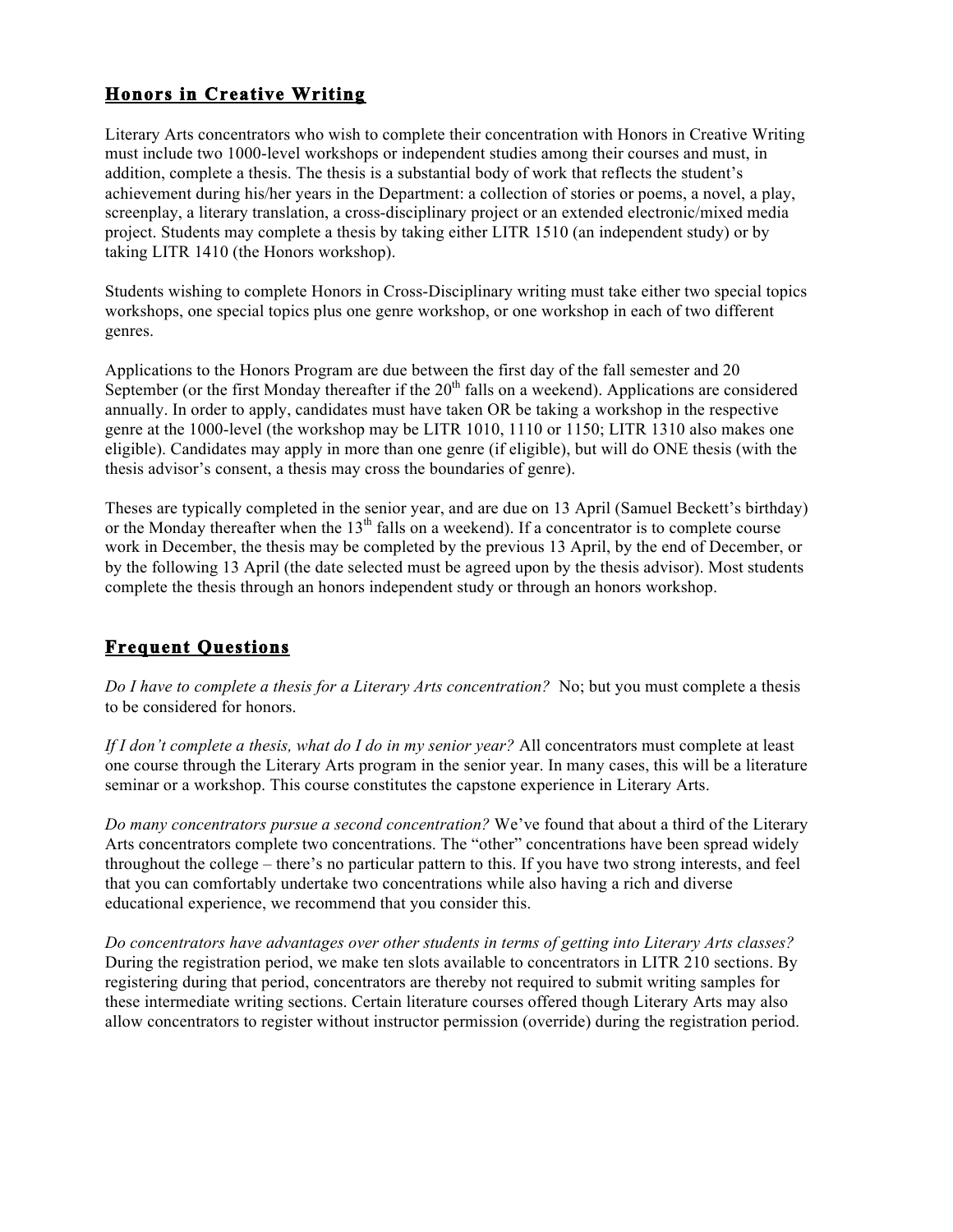## Honors in Creative Writing

Literary Arts concentrators who wish to complete their concentration with Honors in Creative Writing must include two 1000-level workshops or independent studies among their courses and must, in addition, complete a thesis. The thesis is a substantial body of work that reflects the student's achievement during his/her years in the Department: a collection of stories or poems, a novel, a play, screenplay, a literary translation, a cross-disciplinary project or an extended electronic/mixed media project. Students may complete a thesis by taking either LITR 1510 (an independent study) or by taking LITR 1410 (the Honors workshop).

Students wishing to complete Honors in Cross-Disciplinary writing must take either two special topics workshops, one special topics plus one genre workshop, or one workshop in each of two different genres.

Applications to the Honors Program are due between the first day of the fall semester and 20 September (or the first Monday thereafter if the 20th falls on a weekend). Applications are considered annually. In order to apply, candidates must have taken OR be taking a workshop in the respective genre at the 1000-level (the workshop may be LITR 1010, 1110 or 1150; LITR 1310 also makes one eligible). Candidates may apply in more than one genre (if eligible), but will do ONE thesis (with the thesis advisor's consent, a thesis may cross the boundaries of genre).

Theses are typically completed in the senior year, and are due on 13 April (Samuel Beckett's birthday) or the Monday thereafter when the 13th falls on a weekend). If a concentrator is to complete course work in December, the thesis may be completed by the previous 13 April, by the end of December, or by the following 13 April (the date selected must be agreed upon by the thesis advisor). Most students complete the thesis through an honors independent study or through an honors workshop.

## Frequent Questions

*Do I have to complete a thesis for a Literary Arts concentration?* No; but you must complete a thesis to be considered for honors.

*If I don't complete a thesis, what do I do in my senior year?* All concentrators must complete at least one course through the Literary Arts program in the senior year. In many cases, this will be a literature seminar or a workshop. This course constitutes the capstone experience in Literary Arts.

*Do many concentrators pursue a second concentration?* We've found that about a third of the Literary Arts concentrators complete two concentrations. The "other" concentrations have been spread widely throughout the college – there's no particular pattern to this. If you have two strong interests, and feel that you can comfortably undertake two concentrations while also having a rich and diverse educational experience, we recommend that you consider this.

*Do concentrators have advantages over other students in terms of getting into Literary Arts classes?* During the registration period, we make ten slots available to concentrators in LITR 210 sections. By registering during that period, concentrators are thereby not required to submit writing samples for these intermediate writing sections. Certain literature courses offered though Literary Arts may also allow concentrators to register without instructor permission (override) during the registration period.